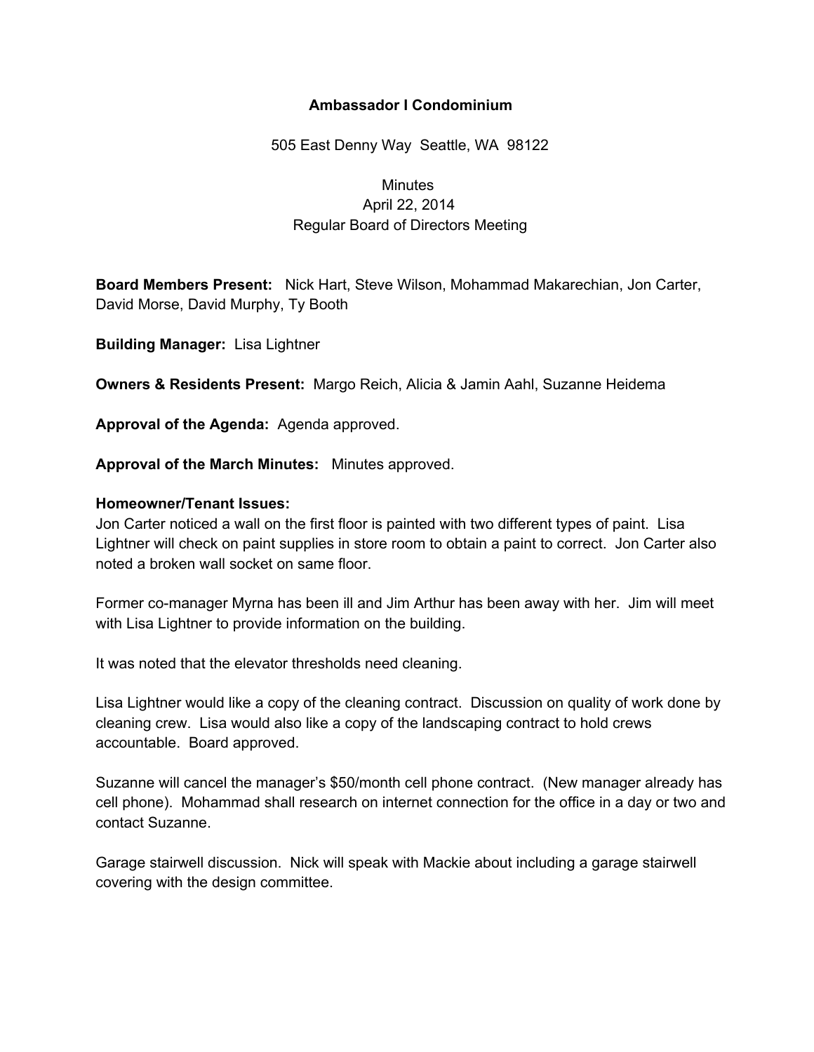# Ambassador I Condominium

505 East Denny Way Seattle, WA 98122

Minutes
April 22, 2014
Regular Board of Directors Meeting

**Board Members Present:** Nick Hart, Steve Wilson, Mohammad Makarechian, Jon Carter, David Morse, David Murphy, Ty Booth

**Building Manager:** Lisa Lightner

**Owners & Residents Present:** Margo Reich, Alicia & Jamin Aahl, Suzanne Heidema

**Approval of the Agenda:** Agenda approved.

**Approval of the March Minutes:** Minutes approved.

**Homeowner/Tenant Issues:**

Jon Carter noticed a wall on the first floor is painted with two different types of paint. Lisa Lightner will check on paint supplies in store room to obtain a paint to correct. Jon Carter also noted a broken wall socket on same floor.

Former co-manager Myrna has been ill and Jim Arthur has been away with her. Jim will meet with Lisa Lightner to provide information on the building.

It was noted that the elevator thresholds need cleaning.

Lisa Lightner would like a copy of the cleaning contract. Discussion on quality of work done by cleaning crew. Lisa would also like a copy of the landscaping contract to hold crews accountable. Board approved.

Suzanne will cancel the manager's $50/month cell phone contract. (New manager already has cell phone). Mohammad shall research on internet connection for the office in a day or two and contact Suzanne.

Garage stairwell discussion. Nick will speak with Mackie about including a garage stairwell covering with the design committee.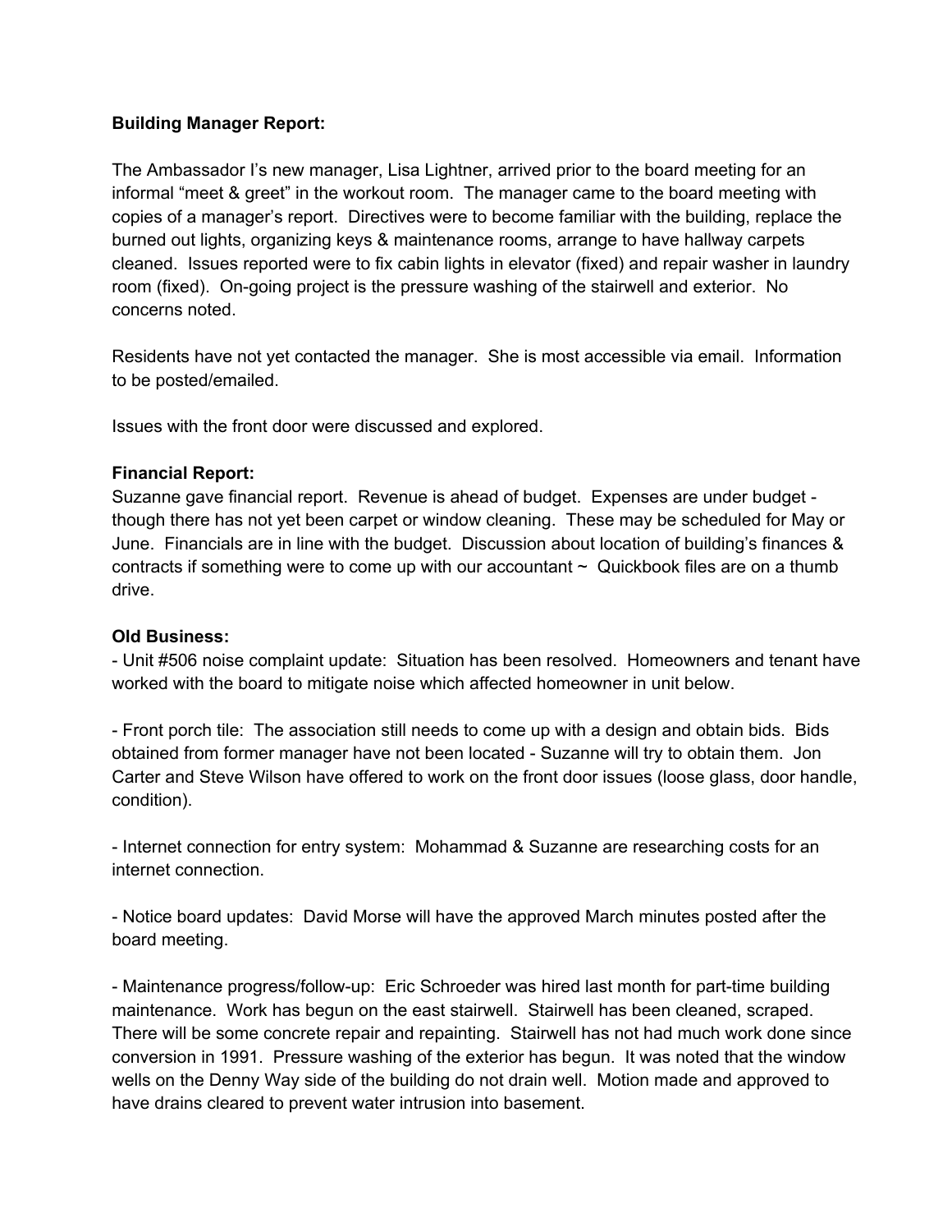**Building Manager Report:**

The Ambassador I's new manager, Lisa Lightner, arrived prior to the board meeting for an informal "meet & greet" in the workout room. The manager came to the board meeting with copies of a manager's report. Directives were to become familiar with the building, replace the burned out lights, organizing keys & maintenance rooms, arrange to have hallway carpets cleaned. Issues reported were to fix cabin lights in elevator (fixed) and repair washer in laundry room (fixed). On-going project is the pressure washing of the stairwell and exterior. No concerns noted.

Residents have not yet contacted the manager. She is most accessible via email. Information to be posted/emailed.

Issues with the front door were discussed and explored.

**Financial Report:**

Suzanne gave financial report. Revenue is ahead of budget. Expenses are under budget - though there has not yet been carpet or window cleaning. These may be scheduled for May or June. Financials are in line with the budget. Discussion about location of building's finances & contracts if something were to come up with our accountant ~ Quickbook files are on a thumb drive.

**Old Business:**

- Unit #506 noise complaint update: Situation has been resolved. Homeowners and tenant have worked with the board to mitigate noise which affected homeowner in unit below.

- Front porch tile: The association still needs to come up with a design and obtain bids. Bids obtained from former manager have not been located - Suzanne will try to obtain them. Jon Carter and Steve Wilson have offered to work on the front door issues (loose glass, door handle, condition).

- Internet connection for entry system: Mohammad & Suzanne are researching costs for an internet connection.

- Notice board updates: David Morse will have the approved March minutes posted after the board meeting.

- Maintenance progress/follow-up: Eric Schroeder was hired last month for part-time building maintenance. Work has begun on the east stairwell. Stairwell has been cleaned, scraped. There will be some concrete repair and repainting. Stairwell has not had much work done since conversion in 1991. Pressure washing of the exterior has begun. It was noted that the window wells on the Denny Way side of the building do not drain well. Motion made and approved to have drains cleared to prevent water intrusion into basement.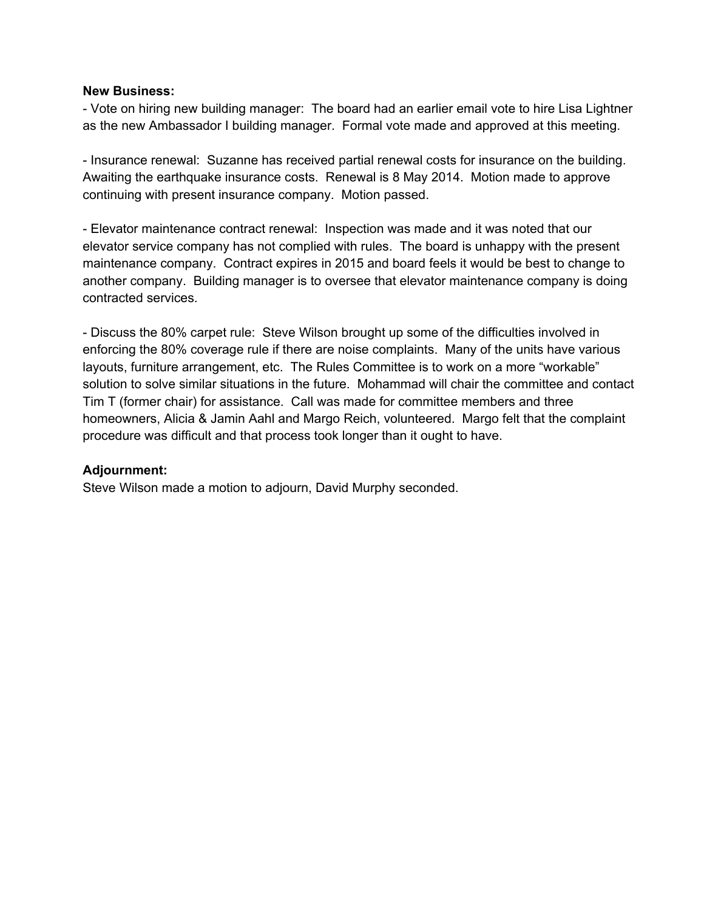**New Business:**

- Vote on hiring new building manager:  The board had an earlier email vote to hire Lisa Lightner as the new Ambassador I building manager.  Formal vote made and approved at this meeting.

- Insurance renewal:  Suzanne has received partial renewal costs for insurance on the building. Awaiting the earthquake insurance costs.  Renewal is 8 May 2014.  Motion made to approve continuing with present insurance company.  Motion passed.

- Elevator maintenance contract renewal:  Inspection was made and it was noted that our elevator service company has not complied with rules.  The board is unhappy with the present maintenance company.  Contract expires in 2015 and board feels it would be best to change to another company.  Building manager is to oversee that elevator maintenance company is doing contracted services.

- Discuss the 80% carpet rule:  Steve Wilson brought up some of the difficulties involved in enforcing the 80% coverage rule if there are noise complaints.  Many of the units have various layouts, furniture arrangement, etc.  The Rules Committee is to work on a more "workable" solution to solve similar situations in the future.  Mohammad will chair the committee and contact Tim T (former chair) for assistance.  Call was made for committee members and three homeowners, Alicia & Jamin Aahl and Margo Reich, volunteered.  Margo felt that the complaint procedure was difficult and that process took longer than it ought to have.

**Adjournment:**

Steve Wilson made a motion to adjourn, David Murphy seconded.